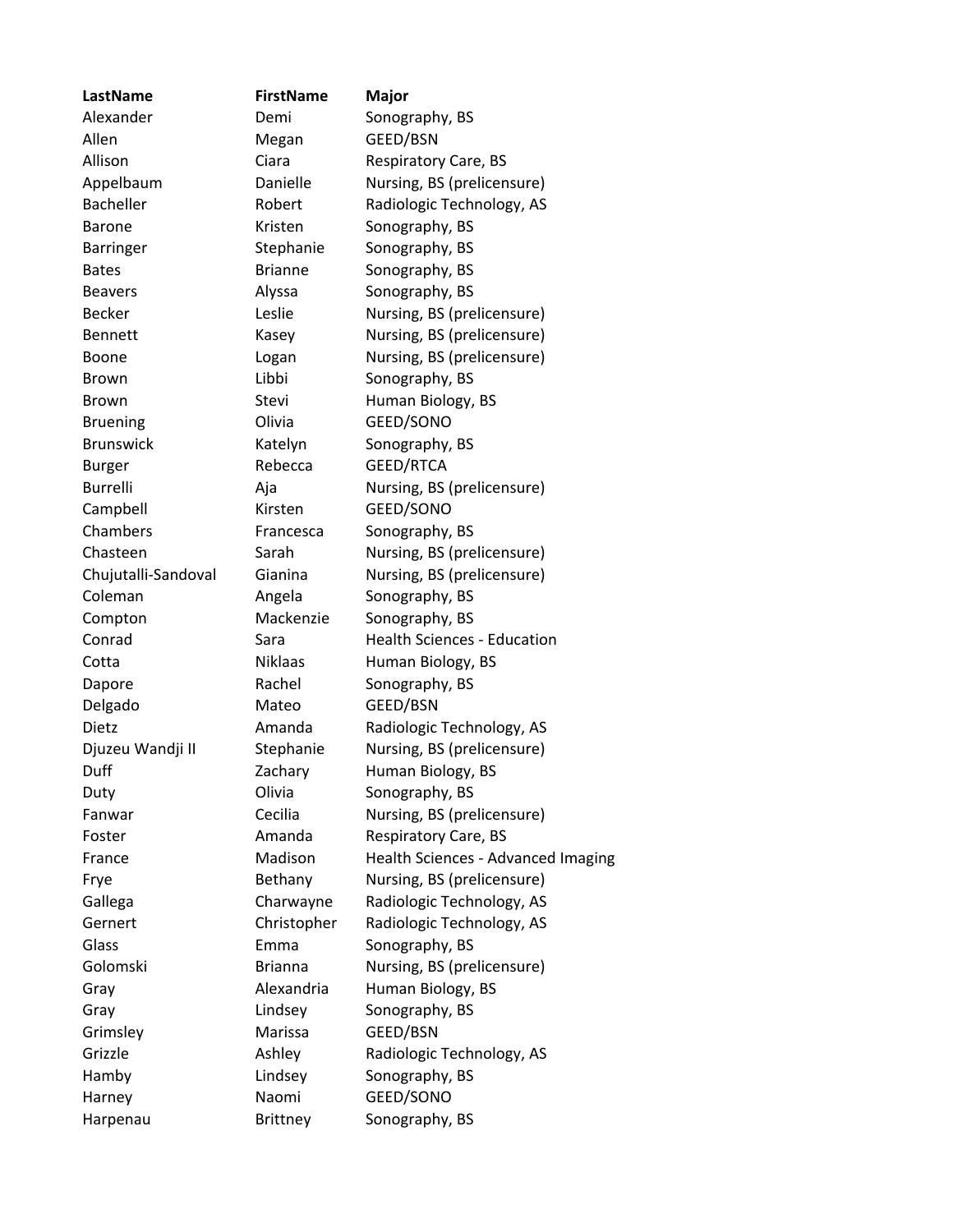| LastName | FirstName | Major |
|---|---|---|
| Alexander | Demi | Sonography, BS |
| Allen | Megan | GEED/BSN |
| Allison | Ciara | Respiratory Care, BS |
| Appelbaum | Danielle | Nursing, BS (prelicensure) |
| Bacheller | Robert | Radiologic Technology, AS |
| Barone | Kristen | Sonography, BS |
| Barringer | Stephanie | Sonography, BS |
| Bates | Brianne | Sonography, BS |
| Beavers | Alyssa | Sonography, BS |
| Becker | Leslie | Nursing, BS (prelicensure) |
| Bennett | Kasey | Nursing, BS (prelicensure) |
| Boone | Logan | Nursing, BS (prelicensure) |
| Brown | Libbi | Sonography, BS |
| Brown | Stevi | Human Biology, BS |
| Bruening | Olivia | GEED/SONO |
| Brunswick | Katelyn | Sonography, BS |
| Burger | Rebecca | GEED/RTCA |
| Burrelli | Aja | Nursing, BS (prelicensure) |
| Campbell | Kirsten | GEED/SONO |
| Chambers | Francesca | Sonography, BS |
| Chasteen | Sarah | Nursing, BS (prelicensure) |
| Chujutalli-Sandoval | Gianina | Nursing, BS (prelicensure) |
| Coleman | Angela | Sonography, BS |
| Compton | Mackenzie | Sonography, BS |
| Conrad | Sara | Health Sciences - Education |
| Cotta | Niklaas | Human Biology, BS |
| Dapore | Rachel | Sonography, BS |
| Delgado | Mateo | GEED/BSN |
| Dietz | Amanda | Radiologic Technology, AS |
| Djuzeu Wandji II | Stephanie | Nursing, BS (prelicensure) |
| Duff | Zachary | Human Biology, BS |
| Duty | Olivia | Sonography, BS |
| Fanwar | Cecilia | Nursing, BS (prelicensure) |
| Foster | Amanda | Respiratory Care, BS |
| France | Madison | Health Sciences - Advanced Imaging |
| Frye | Bethany | Nursing, BS (prelicensure) |
| Gallega | Charwayne | Radiologic Technology, AS |
| Gernert | Christopher | Radiologic Technology, AS |
| Glass | Emma | Sonography, BS |
| Golomski | Brianna | Nursing, BS (prelicensure) |
| Gray | Alexandria | Human Biology, BS |
| Gray | Lindsey | Sonography, BS |
| Grimsley | Marissa | GEED/BSN |
| Grizzle | Ashley | Radiologic Technology, AS |
| Hamby | Lindsey | Sonography, BS |
| Harney | Naomi | GEED/SONO |
| Harpenau | Brittney | Sonography, BS |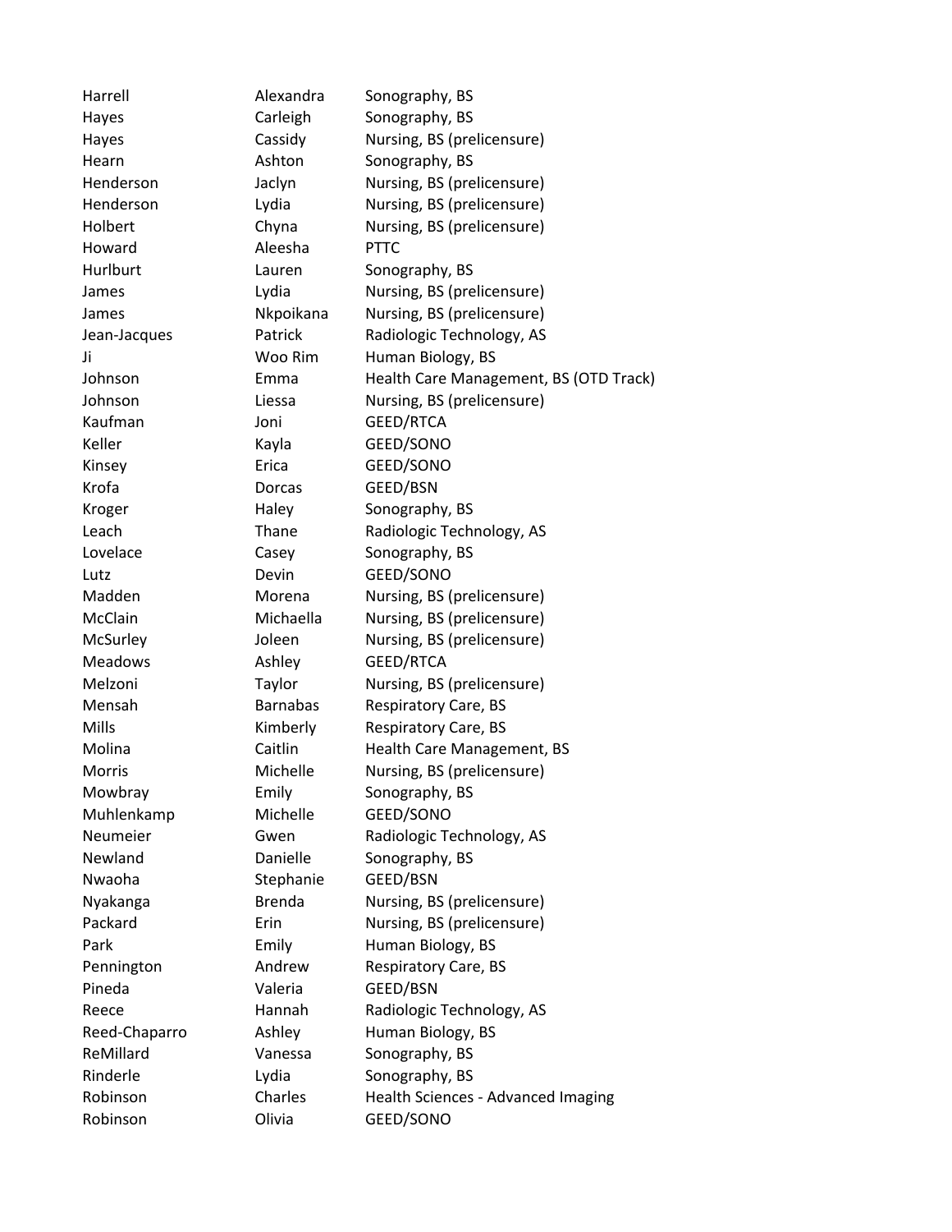| | | |
|---|---|---|
| Harrell | Alexandra | Sonography, BS |
| Hayes | Carleigh | Sonography, BS |
| Hayes | Cassidy | Nursing, BS (prelicensure) |
| Hearn | Ashton | Sonography, BS |
| Henderson | Jaclyn | Nursing, BS (prelicensure) |
| Henderson | Lydia | Nursing, BS (prelicensure) |
| Holbert | Chyna | Nursing, BS (prelicensure) |
| Howard | Aleesha | PTTC |
| Hurlburt | Lauren | Sonography, BS |
| James | Lydia | Nursing, BS (prelicensure) |
| James | Nkpoikana | Nursing, BS (prelicensure) |
| Jean-Jacques | Patrick | Radiologic Technology, AS |
| Ji | Woo Rim | Human Biology, BS |
| Johnson | Emma | Health Care Management, BS (OTD Track) |
| Johnson | Liessa | Nursing, BS (prelicensure) |
| Kaufman | Joni | GEED/RTCA |
| Keller | Kayla | GEED/SONO |
| Kinsey | Erica | GEED/SONO |
| Krofa | Dorcas | GEED/BSN |
| Kroger | Haley | Sonography, BS |
| Leach | Thane | Radiologic Technology, AS |
| Lovelace | Casey | Sonography, BS |
| Lutz | Devin | GEED/SONO |
| Madden | Morena | Nursing, BS (prelicensure) |
| McClain | Michaella | Nursing, BS (prelicensure) |
| McSurley | Joleen | Nursing, BS (prelicensure) |
| Meadows | Ashley | GEED/RTCA |
| Melzoni | Taylor | Nursing, BS (prelicensure) |
| Mensah | Barnabas | Respiratory Care, BS |
| Mills | Kimberly | Respiratory Care, BS |
| Molina | Caitlin | Health Care Management, BS |
| Morris | Michelle | Nursing, BS (prelicensure) |
| Mowbray | Emily | Sonography, BS |
| Muhlenkamp | Michelle | GEED/SONO |
| Neumeier | Gwen | Radiologic Technology, AS |
| Newland | Danielle | Sonography, BS |
| Nwaoha | Stephanie | GEED/BSN |
| Nyakanga | Brenda | Nursing, BS (prelicensure) |
| Packard | Erin | Nursing, BS (prelicensure) |
| Park | Emily | Human Biology, BS |
| Pennington | Andrew | Respiratory Care, BS |
| Pineda | Valeria | GEED/BSN |
| Reece | Hannah | Radiologic Technology, AS |
| Reed-Chaparro | Ashley | Human Biology, BS |
| ReMillard | Vanessa | Sonography, BS |
| Rinderle | Lydia | Sonography, BS |
| Robinson | Charles | Health Sciences - Advanced Imaging |
| Robinson | Olivia | GEED/SONO |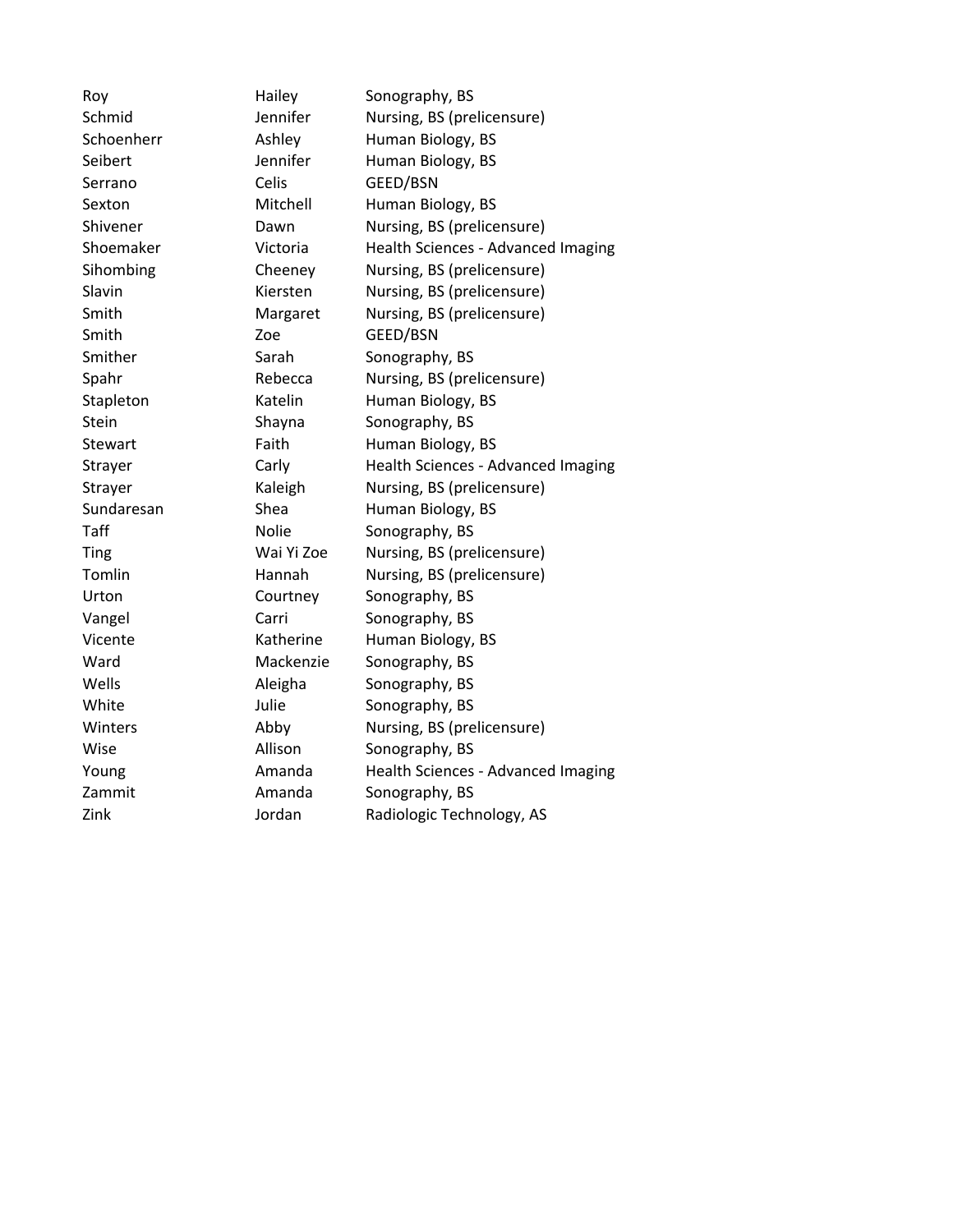| | | |
|---|---|---|
| Roy | Hailey | Sonography, BS |
| Schmid | Jennifer | Nursing, BS (prelicensure) |
| Schoenherr | Ashley | Human Biology, BS |
| Seibert | Jennifer | Human Biology, BS |
| Serrano | Celis | GEED/BSN |
| Sexton | Mitchell | Human Biology, BS |
| Shivener | Dawn | Nursing, BS (prelicensure) |
| Shoemaker | Victoria | Health Sciences - Advanced Imaging |
| Sihombing | Cheeney | Nursing, BS (prelicensure) |
| Slavin | Kiersten | Nursing, BS (prelicensure) |
| Smith | Margaret | Nursing, BS (prelicensure) |
| Smith | Zoe | GEED/BSN |
| Smither | Sarah | Sonography, BS |
| Spahr | Rebecca | Nursing, BS (prelicensure) |
| Stapleton | Katelin | Human Biology, BS |
| Stein | Shayna | Sonography, BS |
| Stewart | Faith | Human Biology, BS |
| Strayer | Carly | Health Sciences - Advanced Imaging |
| Strayer | Kaleigh | Nursing, BS (prelicensure) |
| Sundaresan | Shea | Human Biology, BS |
| Taff | Nolie | Sonography, BS |
| Ting | Wai Yi Zoe | Nursing, BS (prelicensure) |
| Tomlin | Hannah | Nursing, BS (prelicensure) |
| Urton | Courtney | Sonography, BS |
| Vangel | Carri | Sonography, BS |
| Vicente | Katherine | Human Biology, BS |
| Ward | Mackenzie | Sonography, BS |
| Wells | Aleigha | Sonography, BS |
| White | Julie | Sonography, BS |
| Winters | Abby | Nursing, BS (prelicensure) |
| Wise | Allison | Sonography, BS |
| Young | Amanda | Health Sciences - Advanced Imaging |
| Zammit | Amanda | Sonography, BS |
| Zink | Jordan | Radiologic Technology, AS |